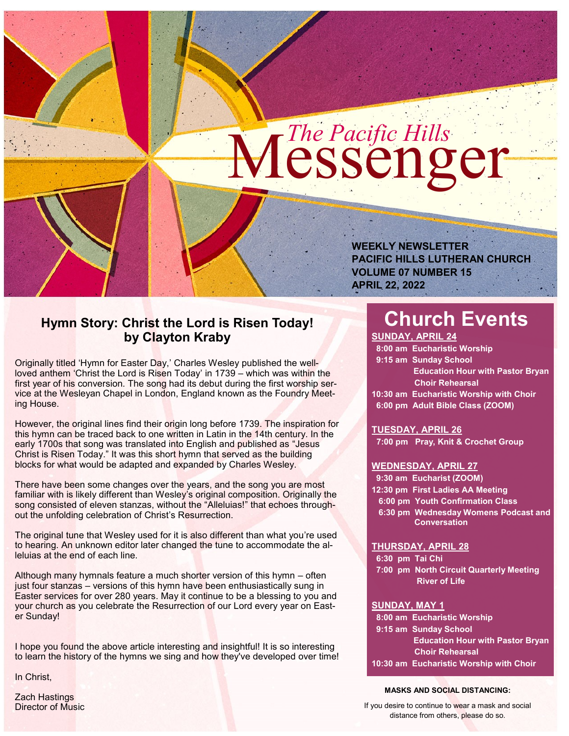# The Pacific Hills Messenger

**WEEKLY NEWSLETTER**
**PACIFIC HILLS LUTHERAN CHURCH**
**VOLUME 07 NUMBER 15**
**APRIL 22, 2022**

## Hymn Story: Christ the Lord is Risen Today! by Clayton Kraby

Originally titled 'Hymn for Easter Day,' Charles Wesley published the well-loved anthem 'Christ the Lord is Risen Today' in 1739 – which was within the first year of his conversion. The song had its debut during the first worship service at the Wesleyan Chapel in London, England known as the Foundry Meeting House.

However, the original lines find their origin long before 1739. The inspiration for this hymn can be traced back to one written in Latin in the 14th century. In the early 1700s that song was translated into English and published as "Jesus Christ is Risen Today." It was this short hymn that served as the building blocks for what would be adapted and expanded by Charles Wesley.

There have been some changes over the years, and the song you are most familiar with is likely different than Wesley's original composition. Originally the song consisted of eleven stanzas, without the "Alleluias!" that echoes throughout the unfolding celebration of Christ's Resurrection.

The original tune that Wesley used for it is also different than what you're used to hearing. An unknown editor later changed the tune to accommodate the alleluias at the end of each line.

Although many hymnals feature a much shorter version of this hymn – often just four stanzas – versions of this hymn have been enthusiastically sung in Easter services for over 280 years. May it continue to be a blessing to you and your church as you celebrate the Resurrection of our Lord every year on Easter Sunday!

I hope you found the above article interesting and insightful! It is so interesting to learn the history of the hymns we sing and how they've developed over time!

In Christ,

Zach Hastings
Director of Music

## Church Events

**SUNDAY, APRIL 24**
- 8:00 am Eucharistic Worship
- 9:15 am Sunday School
  - Education Hour with Pastor Bryan
  - Choir Rehearsal
- 10:30 am Eucharistic Worship with Choir
- 6:00 pm Adult Bible Class (ZOOM)

**TUESDAY, APRIL 26**
- 7:00 pm Pray, Knit & Crochet Group

**WEDNESDAY, APRIL 27**
- 9:30 am Eucharist (ZOOM)
- 12:30 pm First Ladies AA Meeting
- 6:00 pm Youth Confirmation Class
- 6:30 pm Wednesday Womens Podcast and Conversation

**THURSDAY, APRIL 28**
- 6:30 pm Tai Chi
- 7:00 pm North Circuit Quarterly Meeting River of Life

**SUNDAY, MAY 1**
- 8:00 am Eucharistic Worship
- 9:15 am Sunday School
  - Education Hour with Pastor Bryan
  - Choir Rehearsal
- 10:30 am Eucharistic Worship with Choir

**MASKS AND SOCIAL DISTANCING:**

If you desire to continue to wear a mask and social distance from others, please do so.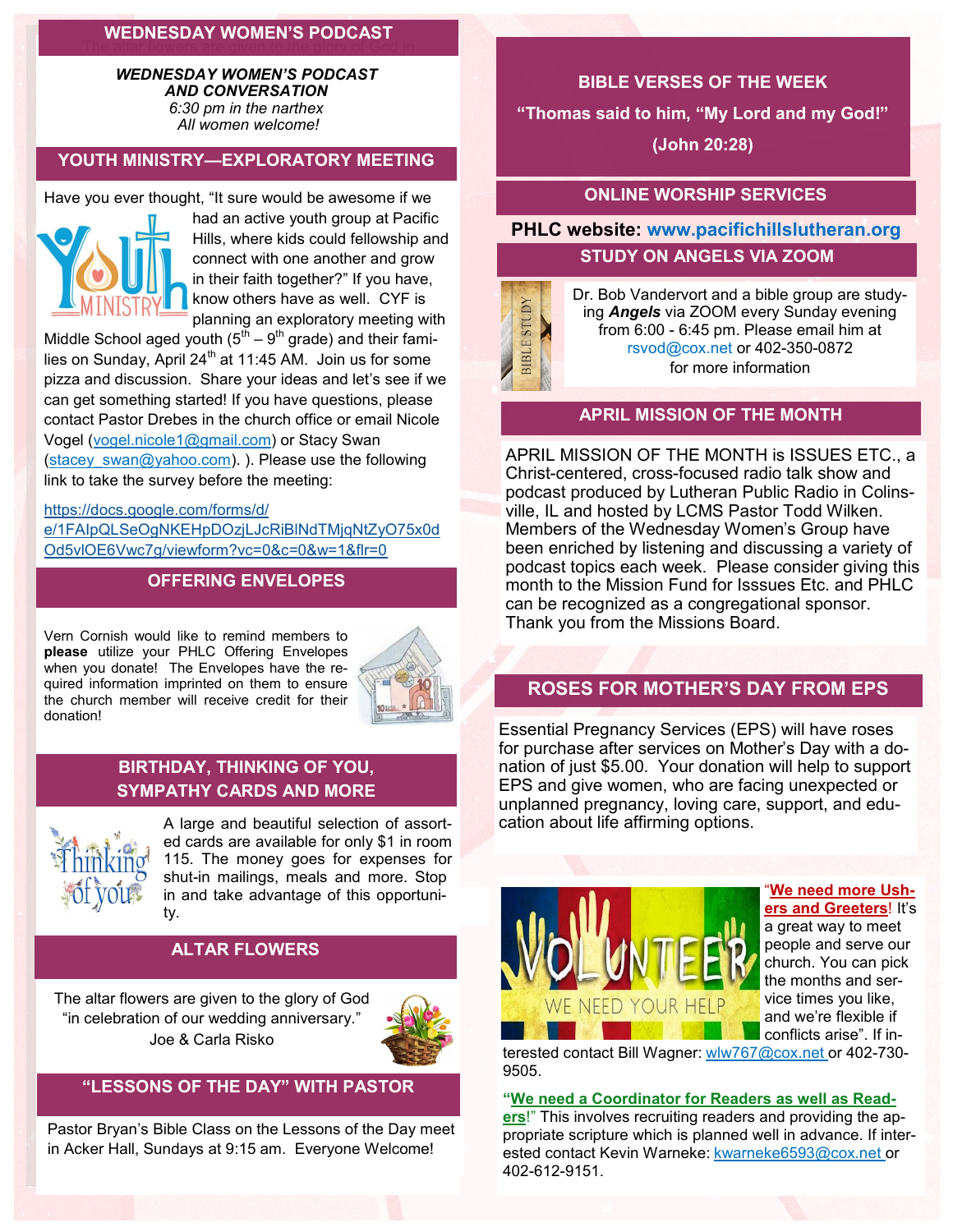## WEDNESDAY WOMEN'S PODCAST

***WEDNESDAY WOMEN'S PODCAST AND CONVERSATION***
*6:30 pm in the narthex*
*All women welcome!*

## YOUTH MINISTRY—EXPLORATORY MEETING

Have you ever thought, "It sure would be awesome if we had an active youth group at Pacific Hills, where kids could fellowship and connect with one another and grow in their faith together?" If you have, know others have as well. CYF is planning an exploratory meeting with Middle School aged youth (5th – 9th grade) and their families on Sunday, April 24th at 11:45 AM. Join us for some pizza and discussion. Share your ideas and let's see if we can get something started! If you have questions, please contact Pastor Drebes in the church office or email Nicole Vogel (vogel.nicole1@gmail.com) or Stacy Swan (stacey_swan@yahoo.com). ). Please use the following link to take the survey before the meeting:

https://docs.google.com/forms/d/e/1FAIpQLSeOgNKEHpDOzjLJcRiBlNdTMjqNtZyO75x0dOd5vlOE6Vwc7g/viewform?vc=0&c=0&w=1&flr=0

## OFFERING ENVELOPES

Vern Cornish would like to remind members to **please** utilize your PHLC Offering Envelopes when you donate! The Envelopes have the required information imprinted on them to ensure the church member will receive credit for their donation!

## BIRTHDAY, THINKING OF YOU, SYMPATHY CARDS AND MORE

A large and beautiful selection of assorted cards are available for only $1 in room 115. The money goes for expenses for shut-in mailings, meals and more. Stop in and take advantage of this opportunity.

## ALTAR FLOWERS

The altar flowers are given to the glory of God "in celebration of our wedding anniversary."
Joe & Carla Risko

## "LESSONS OF THE DAY" WITH PASTOR

Pastor Bryan's Bible Class on the Lessons of the Day meet in Acker Hall, Sundays at 9:15 am. Everyone Welcome!

## BIBLE VERSES OF THE WEEK

**"Thomas said to him, "My Lord and my God!"**

**(John 20:28)**

## ONLINE WORSHIP SERVICES

**PHLC website: www.pacifichillslutheran.org**

## STUDY ON ANGELS VIA ZOOM

Dr. Bob Vandervort and a bible group are studying ***Angels*** via ZOOM every Sunday evening from 6:00 - 6:45 pm. Please email him at rsvod@cox.net or 402-350-0872 for more information

## APRIL MISSION OF THE MONTH

APRIL MISSION OF THE MONTH is ISSUES ETC., a Christ-centered, cross-focused radio talk show and podcast produced by Lutheran Public Radio in Colinsville, IL and hosted by LCMS Pastor Todd Wilken. Members of the Wednesday Women's Group have been enriched by listening and discussing a variety of podcast topics each week. Please consider giving this month to the Mission Fund for Isssues Etc. and PHLC can be recognized as a congregational sponsor. Thank you from the Missions Board.

## ROSES FOR MOTHER'S DAY FROM EPS

Essential Pregnancy Services (EPS) will have roses for purchase after services on Mother's Day with a donation of just $5.00. Your donation will help to support EPS and give women, who are facing unexpected or unplanned pregnancy, loving care, support, and education about life affirming options.

"**We need more Ushers and Greeters**! It's a great way to meet people and serve our church. You can pick the months and service times you like, and we're flexible if conflicts arise". If interested contact Bill Wagner: wlw767@cox.net or 402-730-9505.

"**We need a Coordinator for Readers as well as Readers**!" This involves recruiting readers and providing the appropriate scripture which is planned well in advance. If interested contact Kevin Warneke: kwarneke6593@cox.net or 402-612-9151.